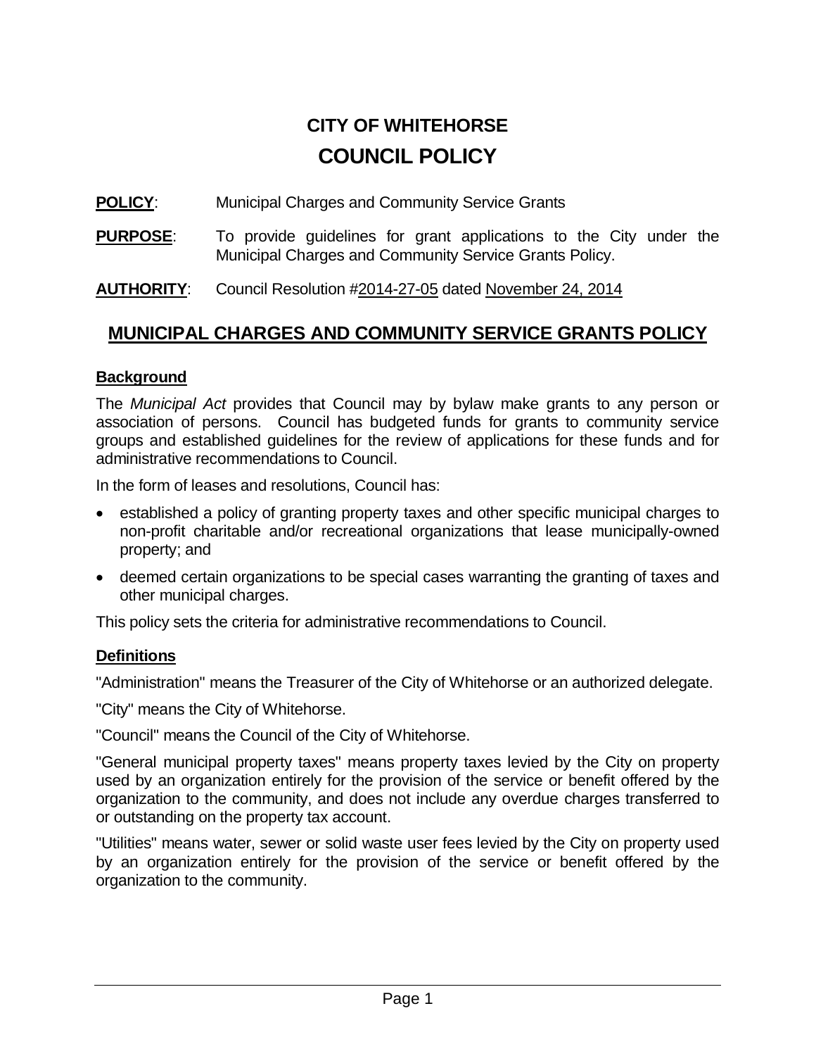# CITY OF WHITEHORSE
# COUNCIL POLICY

**POLICY**: Municipal Charges and Community Service Grants

**PURPOSE**: To provide guidelines for grant applications to the City under the Municipal Charges and Community Service Grants Policy.

**AUTHORITY**: Council Resolution #2014-27-05 dated November 24, 2014

## MUNICIPAL CHARGES AND COMMUNITY SERVICE GRANTS POLICY

### Background

The *Municipal Act* provides that Council may by bylaw make grants to any person or association of persons. Council has budgeted funds for grants to community service groups and established guidelines for the review of applications for these funds and for administrative recommendations to Council.

In the form of leases and resolutions, Council has:

- established a policy of granting property taxes and other specific municipal charges to non-profit charitable and/or recreational organizations that lease municipally-owned property; and
- deemed certain organizations to be special cases warranting the granting of taxes and other municipal charges.

This policy sets the criteria for administrative recommendations to Council.

### Definitions

"Administration" means the Treasurer of the City of Whitehorse or an authorized delegate.

"City" means the City of Whitehorse.

"Council" means the Council of the City of Whitehorse.

"General municipal property taxes" means property taxes levied by the City on property used by an organization entirely for the provision of the service or benefit offered by the organization to the community, and does not include any overdue charges transferred to or outstanding on the property tax account.

"Utilities" means water, sewer or solid waste user fees levied by the City on property used by an organization entirely for the provision of the service or benefit offered by the organization to the community.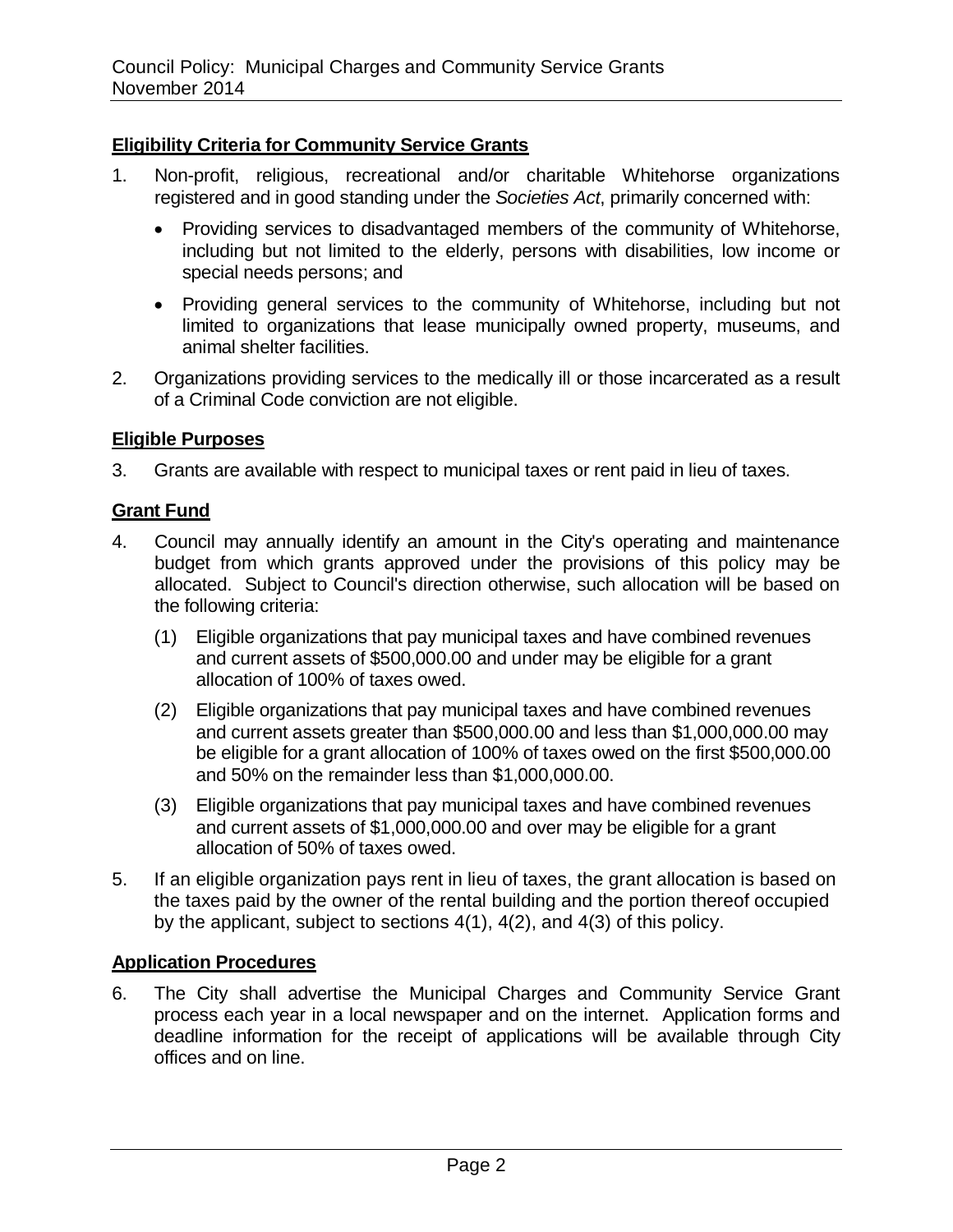#### Eligibility Criteria for Community Service Grants

1. Non-profit, religious, recreational and/or charitable Whitehorse organizations registered and in good standing under the *Societies Act*, primarily concerned with:

   - Providing services to disadvantaged members of the community of Whitehorse, including but not limited to the elderly, persons with disabilities, low income or special needs persons; and
   - Providing general services to the community of Whitehorse, including but not limited to organizations that lease municipally owned property, museums, and animal shelter facilities.

2. Organizations providing services to the medically ill or those incarcerated as a result of a Criminal Code conviction are not eligible.

#### Eligible Purposes

3. Grants are available with respect to municipal taxes or rent paid in lieu of taxes.

#### Grant Fund

4. Council may annually identify an amount in the City's operating and maintenance budget from which grants approved under the provisions of this policy may be allocated. Subject to Council's direction otherwise, such allocation will be based on the following criteria:

   (1) Eligible organizations that pay municipal taxes and have combined revenues and current assets of $500,000.00 and under may be eligible for a grant allocation of 100% of taxes owed.

   (2) Eligible organizations that pay municipal taxes and have combined revenues and current assets greater than $500,000.00 and less than $1,000,000.00 may be eligible for a grant allocation of 100% of taxes owed on the first $500,000.00 and 50% on the remainder less than $1,000,000.00.

   (3) Eligible organizations that pay municipal taxes and have combined revenues and current assets of $1,000,000.00 and over may be eligible for a grant allocation of 50% of taxes owed.

5. If an eligible organization pays rent in lieu of taxes, the grant allocation is based on the taxes paid by the owner of the rental building and the portion thereof occupied by the applicant, subject to sections 4(1), 4(2), and 4(3) of this policy.

#### Application Procedures

6. The City shall advertise the Municipal Charges and Community Service Grant process each year in a local newspaper and on the internet. Application forms and deadline information for the receipt of applications will be available through City offices and on line.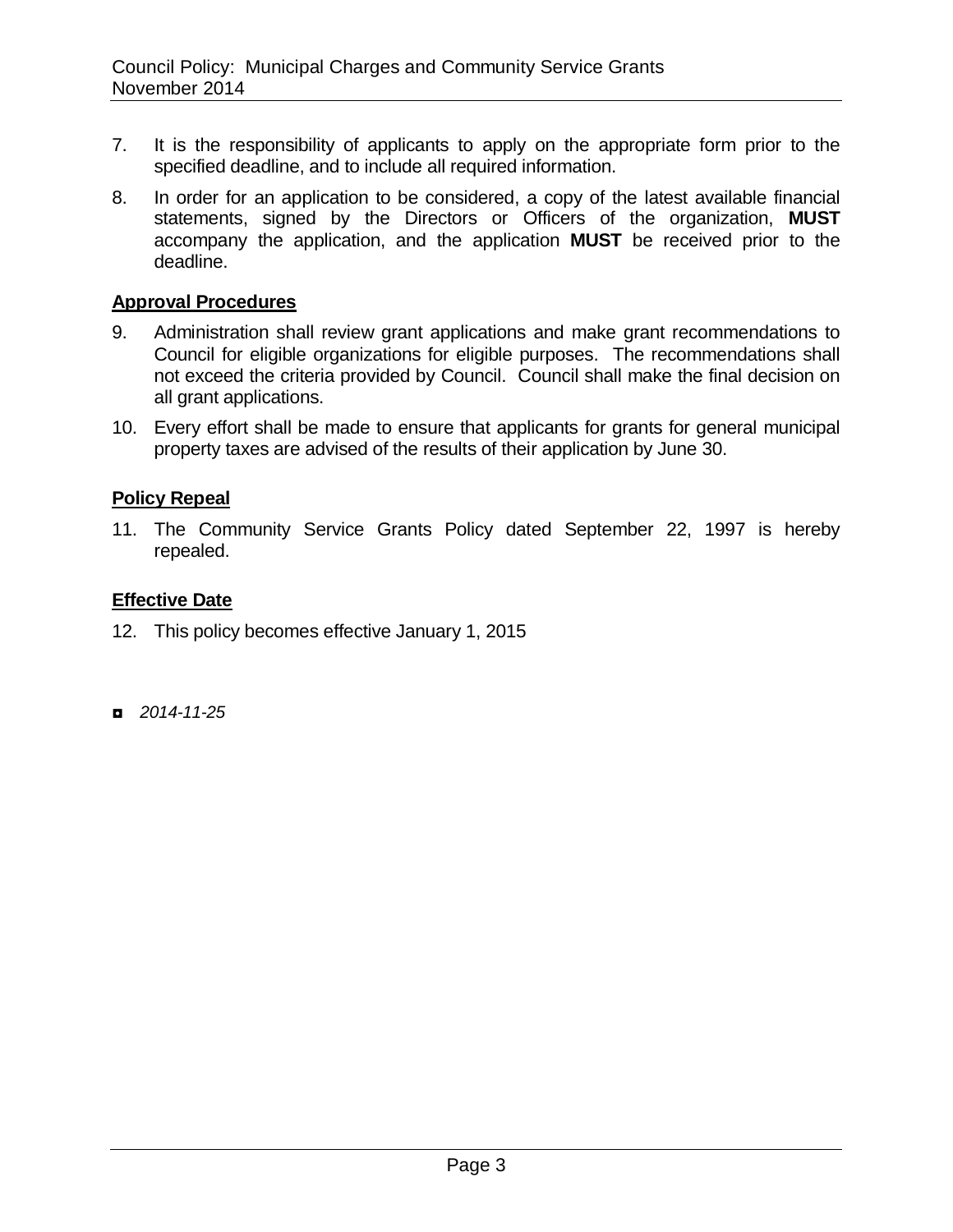7. It is the responsibility of applicants to apply on the appropriate form prior to the specified deadline, and to include all required information.

8. In order for an application to be considered, a copy of the latest available financial statements, signed by the Directors or Officers of the organization, **MUST** accompany the application, and the application **MUST** be received prior to the deadline.

## Approval Procedures

9. Administration shall review grant applications and make grant recommendations to Council for eligible organizations for eligible purposes. The recommendations shall not exceed the criteria provided by Council. Council shall make the final decision on all grant applications.

10. Every effort shall be made to ensure that applicants for grants for general municipal property taxes are advised of the results of their application by June 30.

## Policy Repeal

11. The Community Service Grants Policy dated September 22, 1997 is hereby repealed.

## Effective Date

12. This policy becomes effective January 1, 2015

◘ *2014-11-25*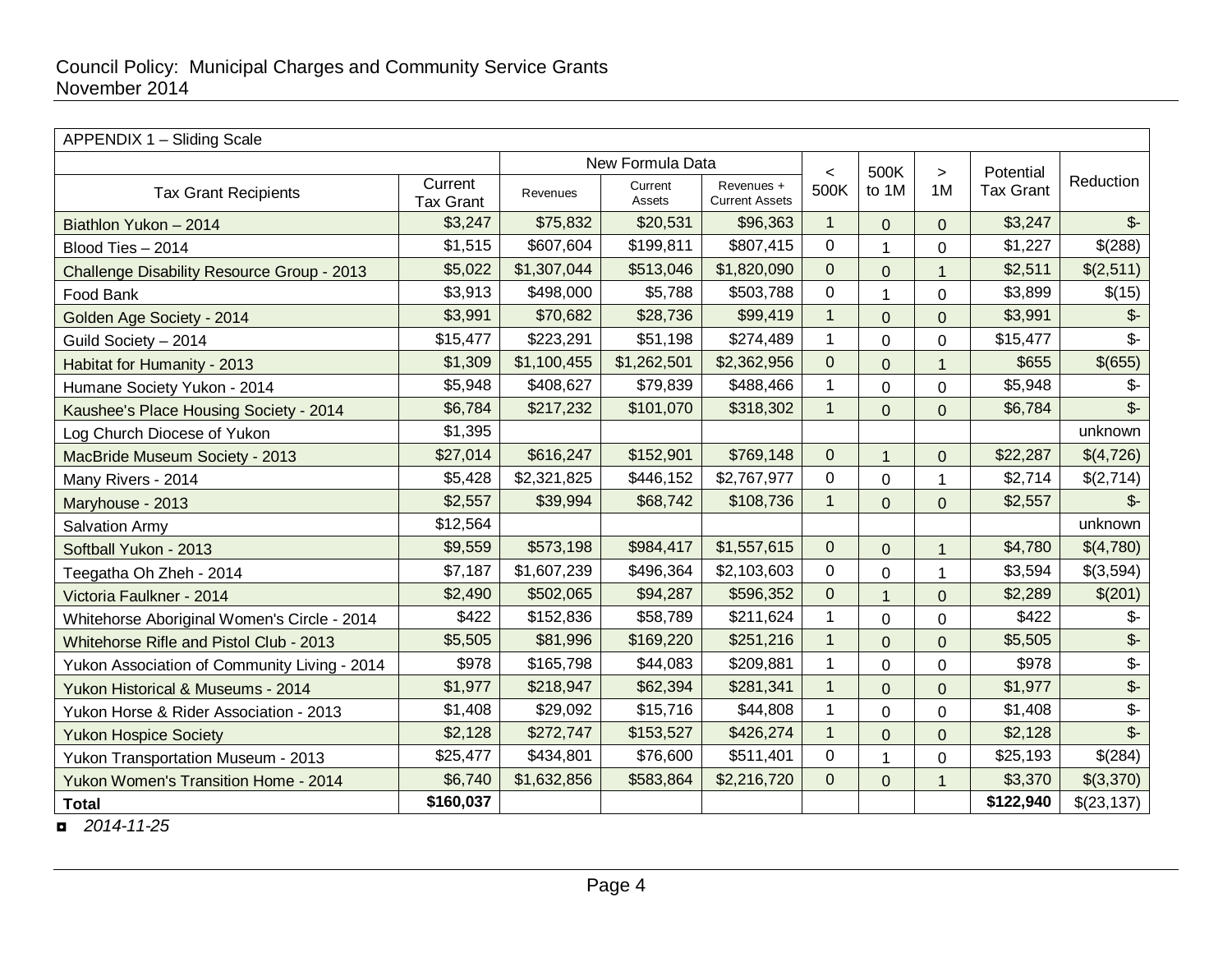| APPENDIX 1 – Sliding Scale | | | | | | | | | | |
|---|---|---|---|---|---|---|---|---|---|---|
| | | New Formula Data | | | | | | | | |
| Tax Grant Recipients | Current Tax Grant | Revenues | Current Assets | Revenues + Current Assets | < 500K | 500K to 1M | > 1M | Potential Tax Grant | Reduction |
| Biathlon Yukon – 2014 | $3,247 | $75,832 | $20,531 | $96,363 | 1 | 0 | 0 | $3,247 | $- |
| Blood Ties – 2014 | $1,515 | $607,604 | $199,811 | $807,415 | 0 | 1 | 0 | $1,227 | $(288) |
| Challenge Disability Resource Group - 2013 | $5,022 | $1,307,044 | $513,046 | $1,820,090 | 0 | 0 | 1 | $2,511 | $(2,511) |
| Food Bank | $3,913 | $498,000 | $5,788 | $503,788 | 0 | 1 | 0 | $3,899 | $(15) |
| Golden Age Society - 2014 | $3,991 | $70,682 | $28,736 | $99,419 | 1 | 0 | 0 | $3,991 | $- |
| Guild Society – 2014 | $15,477 | $223,291 | $51,198 | $274,489 | 1 | 0 | 0 | $15,477 | $- |
| Habitat for Humanity - 2013 | $1,309 | $1,100,455 | $1,262,501 | $2,362,956 | 0 | 0 | 1 | $655 | $(655) |
| Humane Society Yukon - 2014 | $5,948 | $408,627 | $79,839 | $488,466 | 1 | 0 | 0 | $5,948 | $- |
| Kaushee's Place Housing Society - 2014 | $6,784 | $217,232 | $101,070 | $318,302 | 1 | 0 | 0 | $6,784 | $- |
| Log Church Diocese of Yukon | $1,395 | | | | | | | | unknown |
| MacBride Museum Society - 2013 | $27,014 | $616,247 | $152,901 | $769,148 | 0 | 1 | 0 | $22,287 | $(4,726) |
| Many Rivers - 2014 | $5,428 | $2,321,825 | $446,152 | $2,767,977 | 0 | 0 | 1 | $2,714 | $(2,714) |
| Maryhouse - 2013 | $2,557 | $39,994 | $68,742 | $108,736 | 1 | 0 | 0 | $2,557 | $- |
| Salvation Army | $12,564 | | | | | | | | unknown |
| Softball Yukon - 2013 | $9,559 | $573,198 | $984,417 | $1,557,615 | 0 | 0 | 1 | $4,780 | $(4,780) |
| Teegatha Oh Zheh - 2014 | $7,187 | $1,607,239 | $496,364 | $2,103,603 | 0 | 0 | 1 | $3,594 | $(3,594) |
| Victoria Faulkner - 2014 | $2,490 | $502,065 | $94,287 | $596,352 | 0 | 1 | 0 | $2,289 | $(201) |
| Whitehorse Aboriginal Women's Circle - 2014 | $422 | $152,836 | $58,789 | $211,624 | 1 | 0 | 0 | $422 | $- |
| Whitehorse Rifle and Pistol Club - 2013 | $5,505 | $81,996 | $169,220 | $251,216 | 1 | 0 | 0 | $5,505 | $- |
| Yukon Association of Community Living - 2014 | $978 | $165,798 | $44,083 | $209,881 | 1 | 0 | 0 | $978 | $- |
| Yukon Historical & Museums - 2014 | $1,977 | $218,947 | $62,394 | $281,341 | 1 | 0 | 0 | $1,977 | $- |
| Yukon Horse & Rider Association - 2013 | $1,408 | $29,092 | $15,716 | $44,808 | 1 | 0 | 0 | $1,408 | $- |
| Yukon Hospice Society | $2,128 | $272,747 | $153,527 | $426,274 | 1 | 0 | 0 | $2,128 | $- |
| Yukon Transportation Museum - 2013 | $25,477 | $434,801 | $76,600 | $511,401 | 0 | 1 | 0 | $25,193 | $(284) |
| Yukon Women's Transition Home - 2014 | $6,740 | $1,632,856 | $583,864 | $2,216,720 | 0 | 0 | 1 | $3,370 | $(3,370) |
| **Total** | **$160,037** | | | | | | | **$122,940** | $(23,137) |

◘ *2014-11-25*